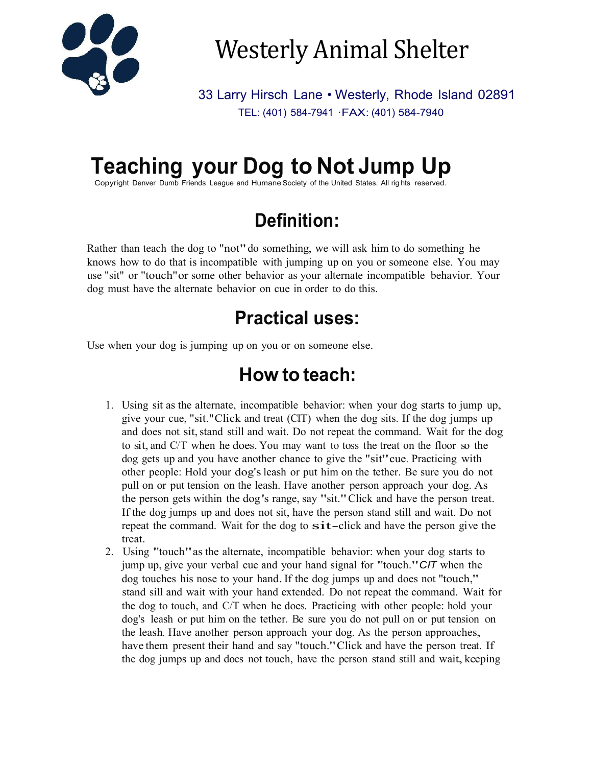# Westerly Animal Shelter

33 Larry Hirsch Lane • Westerly, Rhode Island 02891
TEL: (401) 584-7941 ·FAX: (401) 584-7940

# Teaching your Dog to Not Jump Up

Copyright Denver Dumb Friends League and Humane Society of the United States. All rights reserved.

## Definition:

Rather than teach the dog to "not" do something, we will ask him to do something he knows how to do that is incompatible with jumping up on you or someone else. You may use "sit" or "touch" or some other behavior as your alternate incompatible behavior. Your dog must have the alternate behavior on cue in order to do this.

## Practical uses:

Use when your dog is jumping up on you or on someone else.

## How to teach:

1. Using sit as the alternate, incompatible behavior: when your dog starts to jump up, give your cue, "sit." Click and treat (CIT) when the dog sits. If the dog jumps up and does not sit, stand still and wait. Do not repeat the command. Wait for the dog to sit, and C/T when he does. You may want to toss the treat on the floor so the dog gets up and you have another chance to give the "sit" cue. Practicing with other people: Hold your dog's leash or put him on the tether. Be sure you do not pull on or put tension on the leash. Have another person approach your dog. As the person gets within the dog's range, say "sit." Click and have the person treat. If the dog jumps up and does not sit, have the person stand still and wait. Do not repeat the command. Wait for the dog to sit–click and have the person give the treat.
2. Using "touch" as the alternate, incompatible behavior: when your dog starts to jump up, give your verbal cue and your hand signal for "touch." *CIT* when the dog touches his nose to your hand. If the dog jumps up and does not "touch," stand sill and wait with your hand extended. Do not repeat the command. Wait for the dog to touch, and C/T when he does. Practicing with other people: hold your dog's leash or put him on the tether. Be sure you do not pull on or put tension on the leash. Have another person approach your dog. As the person approaches, have them present their hand and say "touch." Click and have the person treat. If the dog jumps up and does not touch, have the person stand still and wait, keeping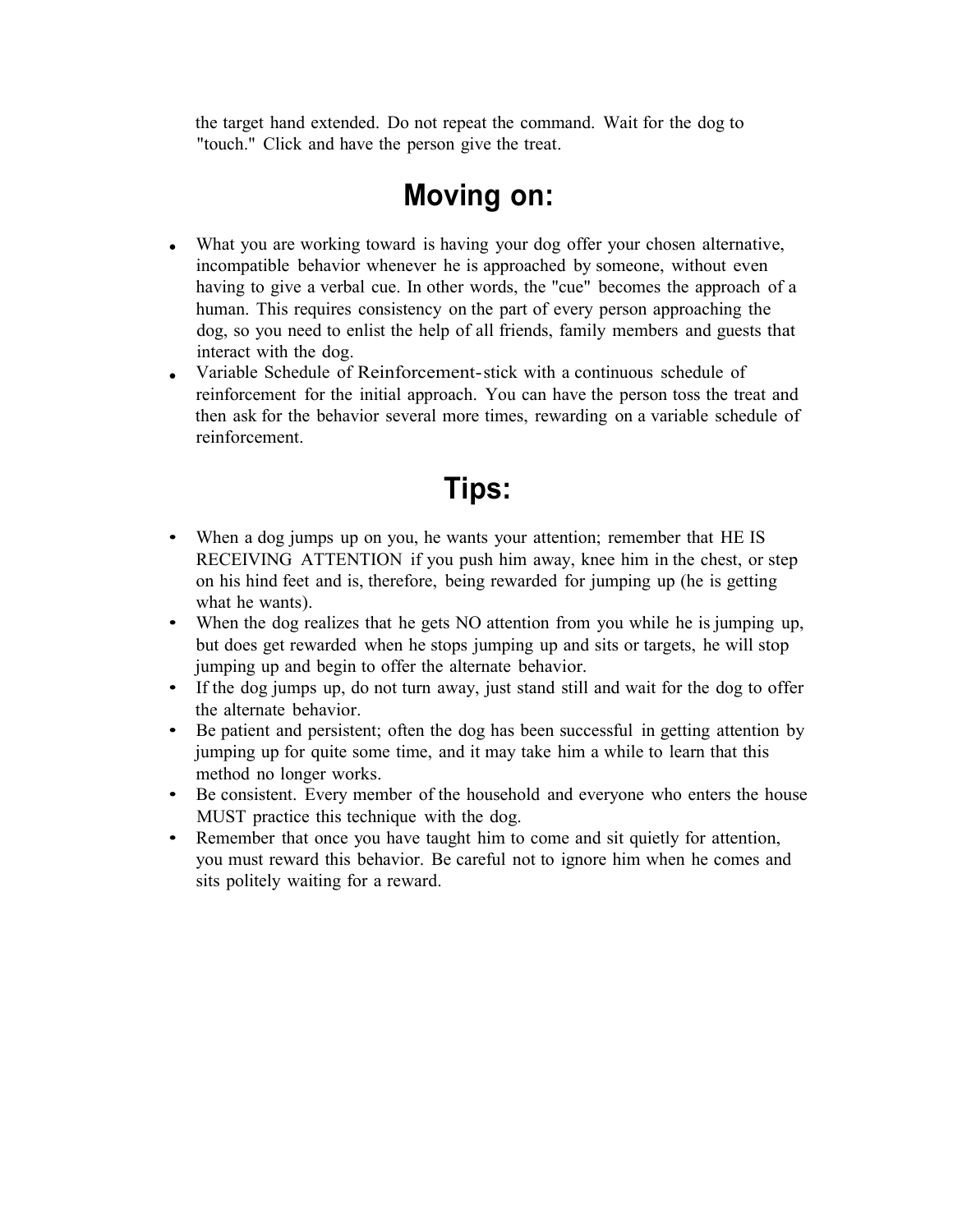the target hand extended. Do not repeat the command. Wait for the dog to "touch." Click and have the person give the treat.

## Moving on:

- What you are working toward is having your dog offer your chosen alternative, incompatible behavior whenever he is approached by someone, without even having to give a verbal cue. In other words, the "cue" becomes the approach of a human. This requires consistency on the part of every person approaching the dog, so you need to enlist the help of all friends, family members and guests that interact with the dog.
- Variable Schedule of Reinforcement-stick with a continuous schedule of reinforcement for the initial approach. You can have the person toss the treat and then ask for the behavior several more times, rewarding on a variable schedule of reinforcement.

## Tips:

- When a dog jumps up on you, he wants your attention; remember that HE IS RECEIVING ATTENTION if you push him away, knee him in the chest, or step on his hind feet and is, therefore, being rewarded for jumping up (he is getting what he wants).
- When the dog realizes that he gets NO attention from you while he is jumping up, but does get rewarded when he stops jumping up and sits or targets, he will stop jumping up and begin to offer the alternate behavior.
- If the dog jumps up, do not turn away, just stand still and wait for the dog to offer the alternate behavior.
- Be patient and persistent; often the dog has been successful in getting attention by jumping up for quite some time, and it may take him a while to learn that this method no longer works.
- Be consistent. Every member of the household and everyone who enters the house MUST practice this technique with the dog.
- Remember that once you have taught him to come and sit quietly for attention, you must reward this behavior. Be careful not to ignore him when he comes and sits politely waiting for a reward.